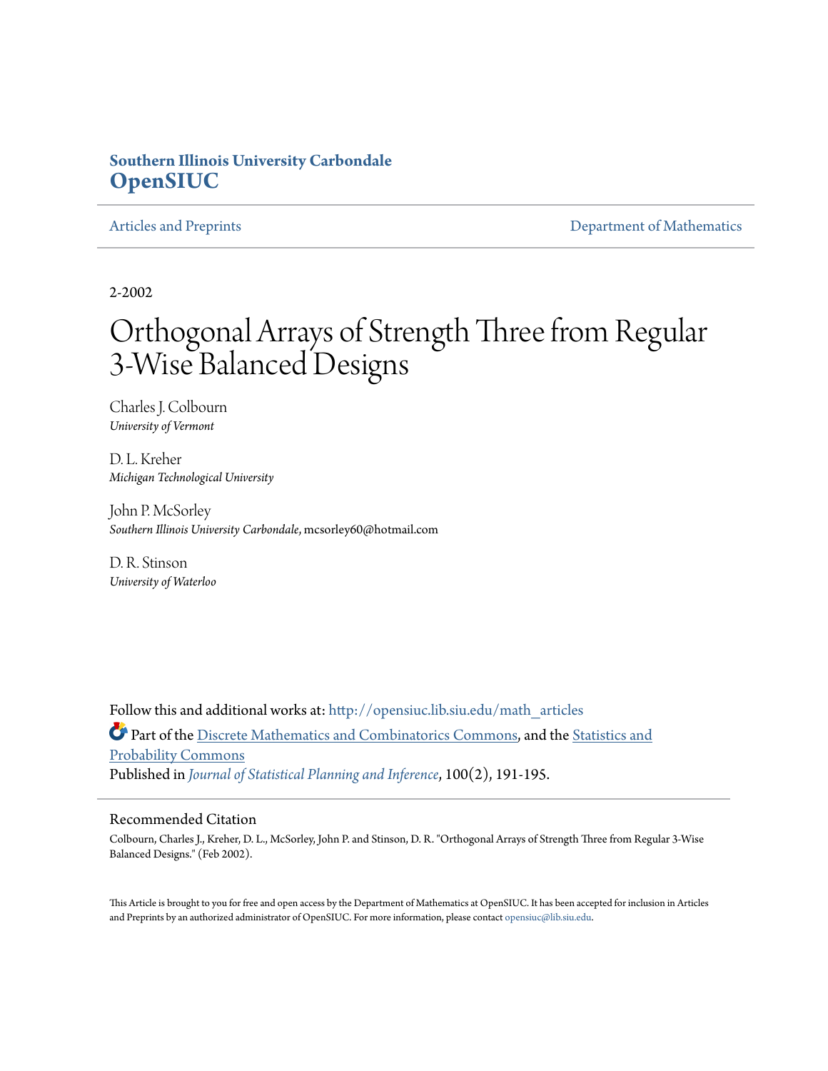**Southern Illinois University Carbondale**
**OpenSIUC**

Articles and Preprints | Department of Mathematics

2-2002

# Orthogonal Arrays of Strength Three from Regular 3-Wise Balanced Designs

Charles J. Colbourn
*University of Vermont*

D. L. Kreher
*Michigan Technological University*

John P. McSorley
*Southern Illinois University Carbondale*, mcsorley60@hotmail.com

D. R. Stinson
*University of Waterloo*

Follow this and additional works at: http://opensiuc.lib.siu.edu/math_articles

Part of the Discrete Mathematics and Combinatorics Commons, and the Statistics and Probability Commons

Published in *Journal of Statistical Planning and Inference*, 100(2), 191-195.

## Recommended Citation

Colbourn, Charles J., Kreher, D. L., McSorley, John P. and Stinson, D. R. "Orthogonal Arrays of Strength Three from Regular 3-Wise Balanced Designs." (Feb 2002).

This Article is brought to you for free and open access by the Department of Mathematics at OpenSIUC. It has been accepted for inclusion in Articles and Preprints by an authorized administrator of OpenSIUC. For more information, please contact opensiuc@lib.siu.edu.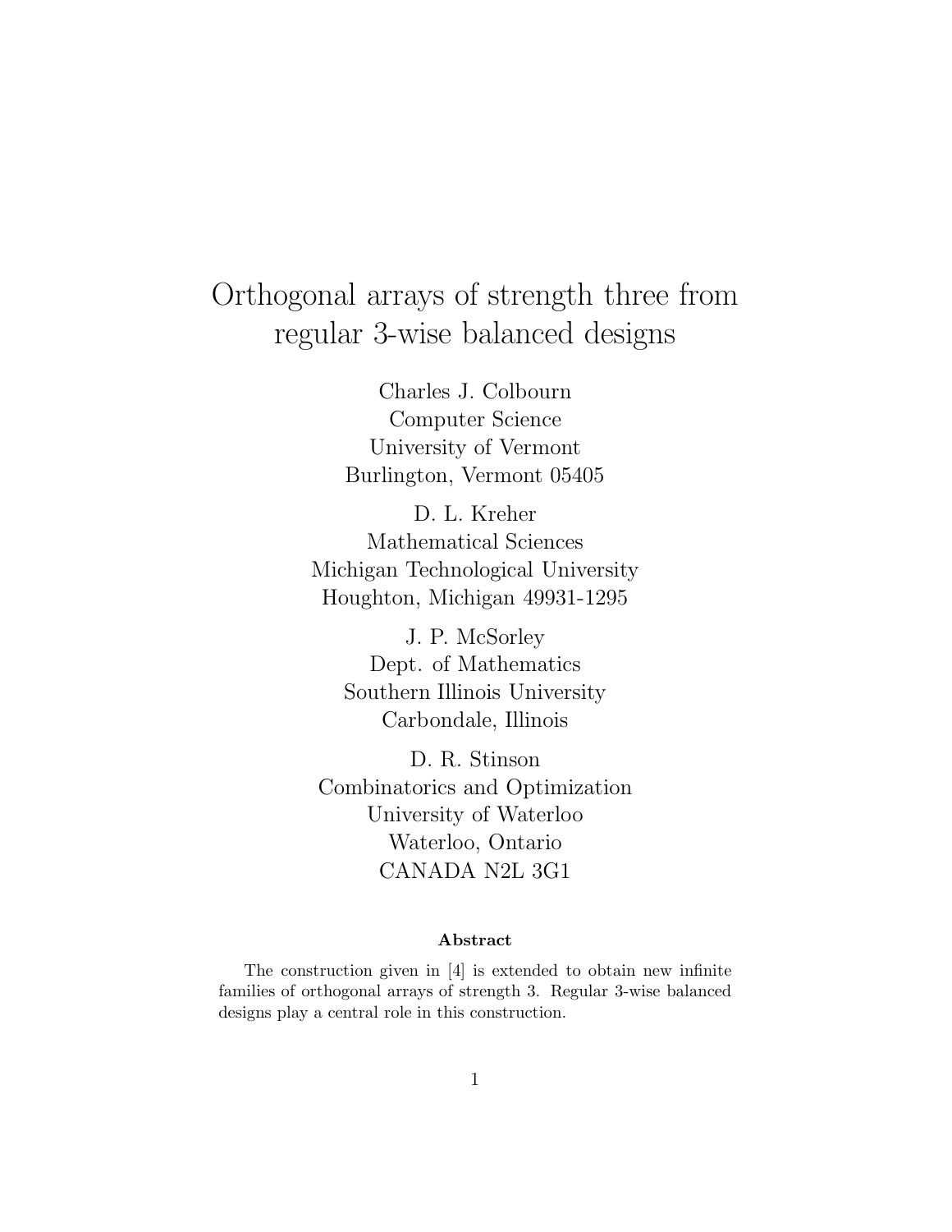# Orthogonal arrays of strength three from regular 3-wise balanced designs

Charles J. Colbourn
Computer Science
University of Vermont
Burlington, Vermont 05405

D. L. Kreher
Mathematical Sciences
Michigan Technological University
Houghton, Michigan 49931-1295

J. P. McSorley
Dept. of Mathematics
Southern Illinois University
Carbondale, Illinois

D. R. Stinson
Combinatorics and Optimization
University of Waterloo
Waterloo, Ontario
CANADA N2L 3G1

**Abstract**

The construction given in [4] is extended to obtain new infinite families of orthogonal arrays of strength 3. Regular 3-wise balanced designs play a central role in this construction.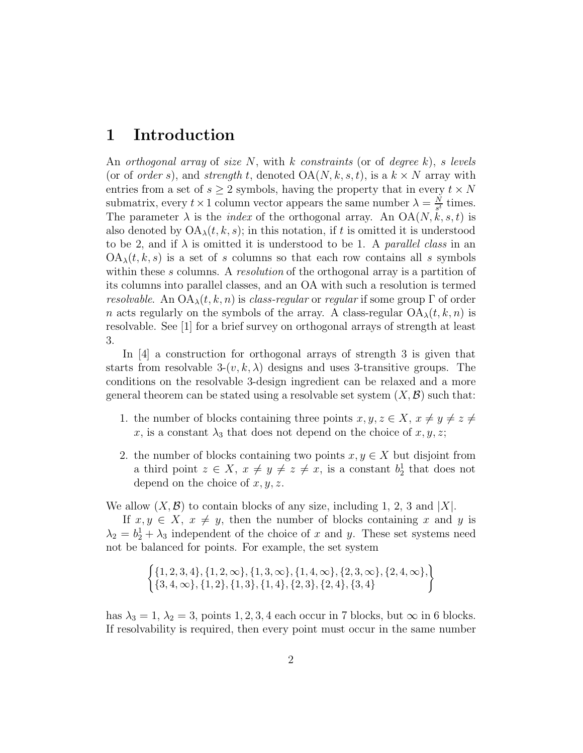# 1 Introduction

An *orthogonal array* of *size* $N$, with $k$ *constraints* (or of *degree* $k$), $s$ *levels* (or of *order* $s$), and *strength* $t$, denoted $\mathrm{OA}(N, k, s, t)$, is a $k \times N$ array with entries from a set of $s \geq 2$ symbols, having the property that in every $t \times N$ submatrix, every $t \times 1$ column vector appears the same number $\lambda = \frac{N}{s^t}$ times. The parameter $\lambda$ is the *index* of the orthogonal array. An $\mathrm{OA}(N, k, s, t)$ is also denoted by $\mathrm{OA}_\lambda(t, k, s)$; in this notation, if $t$ is omitted it is understood to be 2, and if $\lambda$ is omitted it is understood to be 1. A *parallel class* in an $\mathrm{OA}_\lambda(t, k, s)$ is a set of $s$ columns so that each row contains all $s$ symbols within these $s$ columns. A *resolution* of the orthogonal array is a partition of its columns into parallel classes, and an OA with such a resolution is termed *resolvable*. An $\mathrm{OA}_\lambda(t, k, n)$ is *class-regular* or *regular* if some group $\Gamma$ of order $n$ acts regularly on the symbols of the array. A class-regular $\mathrm{OA}_\lambda(t, k, n)$ is resolvable. See [1] for a brief survey on orthogonal arrays of strength at least 3.

In [4] a construction for orthogonal arrays of strength 3 is given that starts from resolvable 3-$(v, k, \lambda)$ designs and uses 3-transitive groups. The conditions on the resolvable 3-design ingredient can be relaxed and a more general theorem can be stated using a resolvable set system $(X, \mathcal{B})$ such that:

1. the number of blocks containing three points $x, y, z \in X$, $x \neq y \neq z \neq x$, is a constant $\lambda_3$ that does not depend on the choice of $x, y, z$;
2. the number of blocks containing two points $x, y \in X$ but disjoint from a third point $z \in X$, $x \neq y \neq z \neq x$, is a constant $b_2^1$ that does not depend on the choice of $x, y, z$.

We allow $(X, \mathcal{B})$ to contain blocks of any size, including 1, 2, 3 and $|X|$.

If $x, y \in X$, $x \neq y$, then the number of blocks containing $x$ and $y$ is $\lambda_2 = b_2^1 + \lambda_3$ independent of the choice of $x$ and $y$. These set systems need not be balanced for points. For example, the set system

$$\begin{Bmatrix} \{1,2,3,4\}, \{1,2,\infty\}, \{1,3,\infty\}, \{1,4,\infty\}, \{2,3,\infty\}, \{2,4,\infty\}, \\ \{3,4,\infty\}, \{1,2\}, \{1,3\}, \{1,4\}, \{2,3\}, \{2,4\}, \{3,4\} \end{Bmatrix}$$

has $\lambda_3 = 1$, $\lambda_2 = 3$, points $1, 2, 3, 4$ each occur in 7 blocks, but $\infty$ in 6 blocks. If resolvability is required, then every point must occur in the same number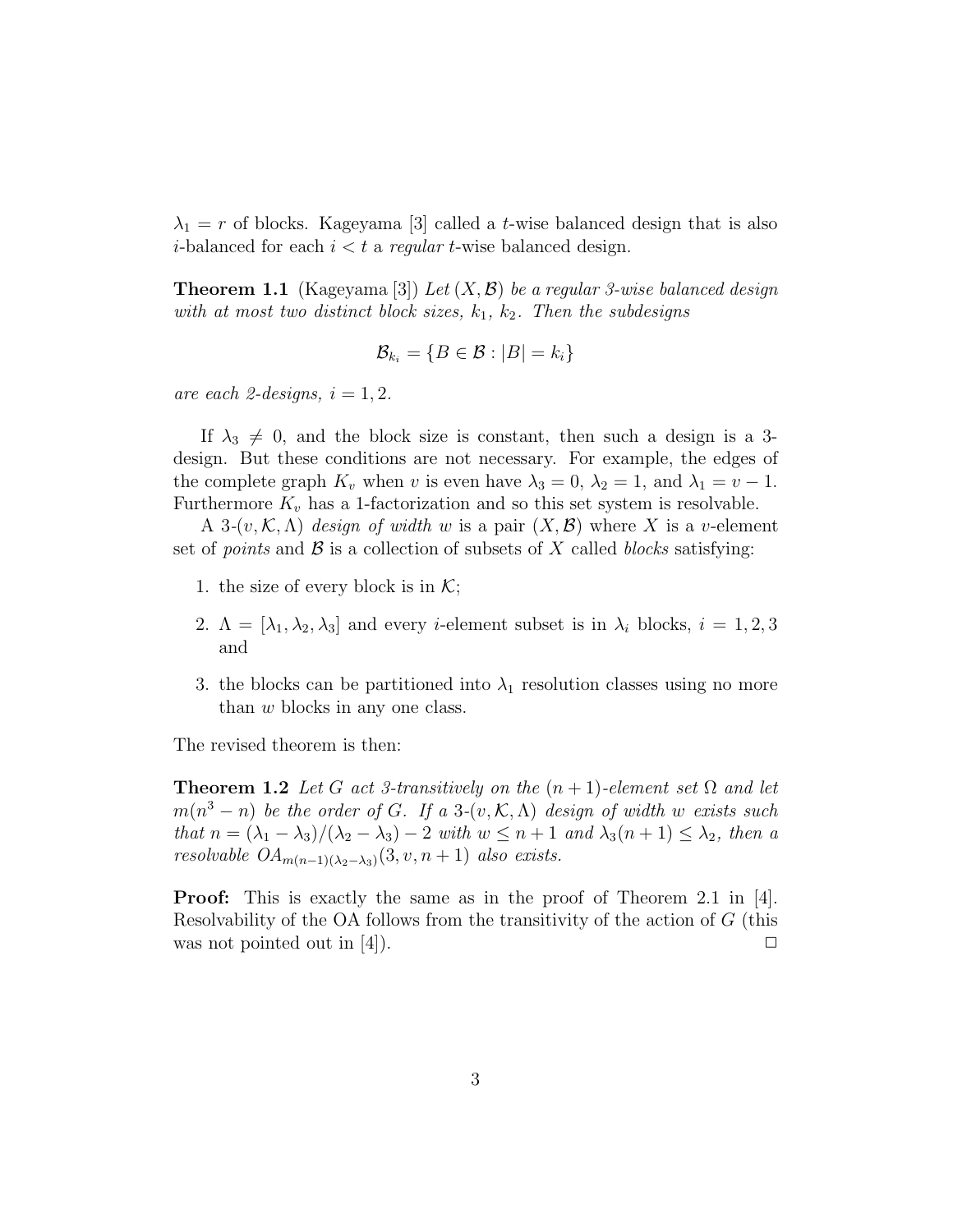$\lambda_1 = r$ of blocks. Kageyama [3] called a $t$-wise balanced design that is also $i$-balanced for each $i < t$ a *regular* $t$-wise balanced design.

**Theorem 1.1** (Kageyama [3]) *Let $(X, \mathcal{B})$ be a regular 3-wise balanced design with at most two distinct block sizes, $k_1$, $k_2$. Then the subdesigns*

$$\mathcal{B}_{k_i} = \{B \in \mathcal{B} : |B| = k_i\}$$

*are each 2-designs, $i = 1, 2$.*

If $\lambda_3 \neq 0$, and the block size is constant, then such a design is a 3-design. But these conditions are not necessary. For example, the edges of the complete graph $K_v$ when $v$ is even have $\lambda_3 = 0$, $\lambda_2 = 1$, and $\lambda_1 = v - 1$. Furthermore $K_v$ has a 1-factorization and so this set system is resolvable.

A 3-$(v, \mathcal{K}, \Lambda)$ *design of width* $w$ is a pair $(X, \mathcal{B})$ where $X$ is a $v$-element set of *points* and $\mathcal{B}$ is a collection of subsets of $X$ called *blocks* satisfying:

1. the size of every block is in $\mathcal{K}$;
2. $\Lambda = [\lambda_1, \lambda_2, \lambda_3]$ and every $i$-element subset is in $\lambda_i$ blocks, $i = 1, 2, 3$ and
3. the blocks can be partitioned into $\lambda_1$ resolution classes using no more than $w$ blocks in any one class.

The revised theorem is then:

**Theorem 1.2** *Let $G$ act 3-transitively on the $(n + 1)$-element set $\Omega$ and let $m(n^3 - n)$ be the order of $G$. If a 3-$(v, \mathcal{K}, \Lambda)$ design of width $w$ exists such that $n = (\lambda_1 - \lambda_3)/(\lambda_2 - \lambda_3) - 2$ with $w \leq n + 1$ and $\lambda_3(n + 1) \leq \lambda_2$, then a resolvable $OA_{m(n-1)(\lambda_2 - \lambda_3)}(3, v, n + 1)$ also exists.*

**Proof:** This is exactly the same as in the proof of Theorem 2.1 in [4]. Resolvability of the OA follows from the transitivity of the action of $G$ (this was not pointed out in [4]). □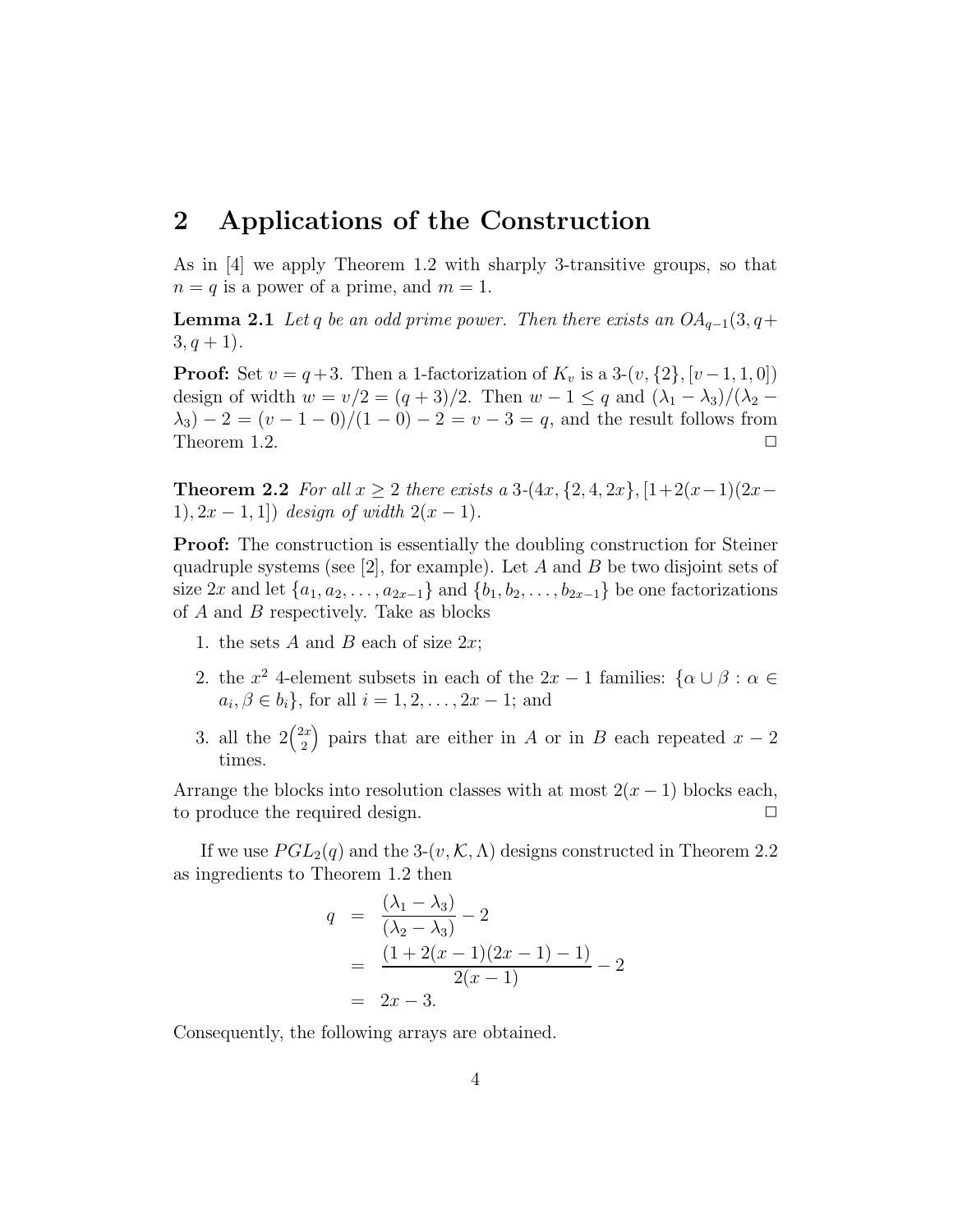## 2 Applications of the Construction

As in [4] we apply Theorem 1.2 with sharply 3-transitive groups, so that $n = q$ is a power of a prime, and $m = 1$.

**Lemma 2.1** *Let $q$ be an odd prime power. Then there exists an $OA_{q-1}(3, q+3, q+1)$.*

**Proof:** Set $v = q+3$. Then a 1-factorization of $K_v$ is a 3-$(v, \{2\}, [v-1, 1, 0])$ design of width $w = v/2 = (q+3)/2$. Then $w - 1 \leq q$ and $(\lambda_1 - \lambda_3)/(\lambda_2 - \lambda_3) - 2 = (v - 1 - 0)/(1 - 0) - 2 = v - 3 = q$, and the result follows from Theorem 1.2. □

**Theorem 2.2** *For all $x \geq 2$ there exists a 3-$(4x, \{2, 4, 2x\}, [1+2(x-1)(2x-1), 2x-1, 1])$ design of width $2(x-1)$.*

**Proof:** The construction is essentially the doubling construction for Steiner quadruple systems (see [2], for example). Let $A$ and $B$ be two disjoint sets of size $2x$ and let $\{a_1, a_2, \ldots, a_{2x-1}\}$ and $\{b_1, b_2, \ldots, b_{2x-1}\}$ be one factorizations of $A$ and $B$ respectively. Take as blocks

1. the sets $A$ and $B$ each of size $2x$;
2. the $x^2$ 4-element subsets in each of the $2x - 1$ families: $\{\alpha \cup \beta : \alpha \in a_i, \beta \in b_i\}$, for all $i = 1, 2, \ldots, 2x - 1$; and
3. all the $2\binom{2x}{2}$ pairs that are either in $A$ or in $B$ each repeated $x - 2$ times.

Arrange the blocks into resolution classes with at most $2(x - 1)$ blocks each, to produce the required design. □

If we use $PGL_2(q)$ and the 3-$(v, \mathcal{K}, \Lambda)$ designs constructed in Theorem 2.2 as ingredients to Theorem 1.2 then

$$
\begin{aligned}
q &= \frac{(\lambda_1 - \lambda_3)}{(\lambda_2 - \lambda_3)} - 2 \\
&= \frac{(1 + 2(x-1)(2x-1) - 1)}{2(x-1)} - 2 \\
&= 2x - 3.
\end{aligned}
$$

Consequently, the following arrays are obtained.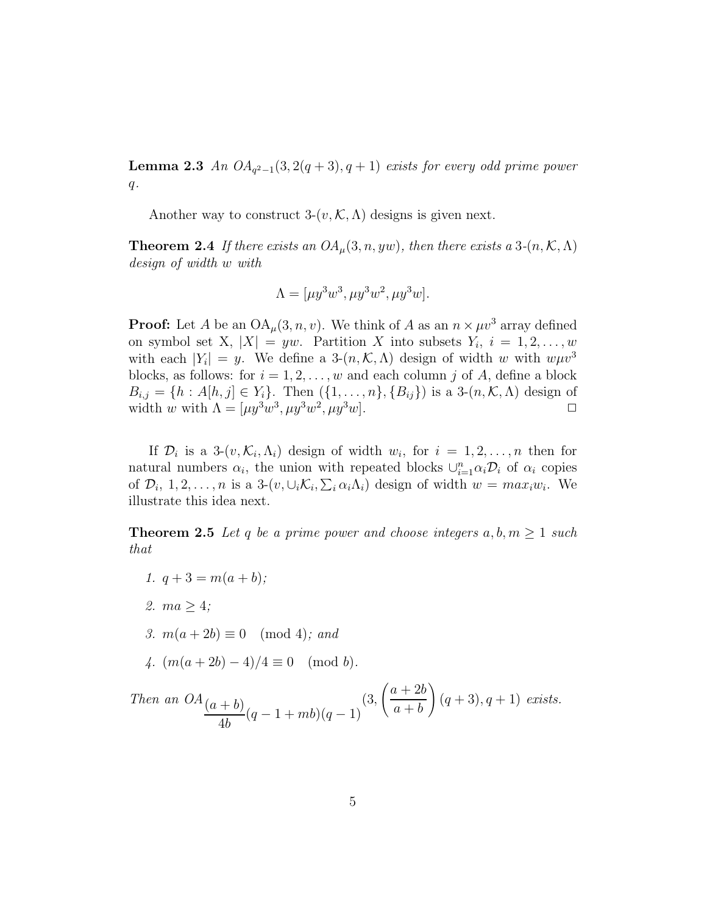**Lemma 2.3** *An $OA_{q^2-1}(3, 2(q+3), q+1)$ exists for every odd prime power $q$.*

Another way to construct 3-$(v, \mathcal{K}, \Lambda)$ designs is given next.

**Theorem 2.4** *If there exists an $OA_\mu(3, n, yw)$, then there exists a 3-$(n, \mathcal{K}, \Lambda)$ design of width $w$ with*

$$\Lambda = [\mu y^3 w^3, \mu y^3 w^2, \mu y^3 w].$$

**Proof:** Let $A$ be an $\mathrm{OA}_\mu(3, n, v)$. We think of $A$ as an $n \times \mu v^3$ array defined on symbol set X, $|X| = yw$. Partition $X$ into subsets $Y_i$, $i = 1, 2, \ldots, w$ with each $|Y_i| = y$. We define a 3-$(n, \mathcal{K}, \Lambda)$ design of width $w$ with $w\mu v^3$ blocks, as follows: for $i = 1, 2, \ldots, w$ and each column $j$ of $A$, define a block $B_{i,j} = \{h : A[h, j] \in Y_i\}$. Then $(\{1, \ldots, n\}, \{B_{ij}\})$ is a 3-$(n, \mathcal{K}, \Lambda)$ design of width $w$ with $\Lambda = [\mu y^3 w^3, \mu y^3 w^2, \mu y^3 w]$. $\square$

If $\mathcal{D}_i$ is a 3-$(v, \mathcal{K}_i, \Lambda_i)$ design of width $w_i$, for $i = 1, 2, \ldots, n$ then for natural numbers $\alpha_i$, the union with repeated blocks $\cup_{i=1}^n \alpha_i \mathcal{D}_i$ of $\alpha_i$ copies of $\mathcal{D}_i$, $1, 2, \ldots, n$ is a 3-$(v, \cup_i \mathcal{K}_i, \sum_i \alpha_i \Lambda_i)$ design of width $w = max_i w_i$. We illustrate this idea next.

**Theorem 2.5** *Let $q$ be a prime power and choose integers $a, b, m \geq 1$ such that*

1. *$q + 3 = m(a + b)$;*
2. *$ma \geq 4$;*
3. *$m(a + 2b) \equiv 0 \pmod 4$; and*
4. *$(m(a + 2b) - 4)/4 \equiv 0 \pmod b$.*

*Then an $OA_{\frac{(a+b)}{4b}(q-1+mb)(q-1)}(3, \left(\frac{a+2b}{a+b}\right)(q+3), q+1)$ exists.*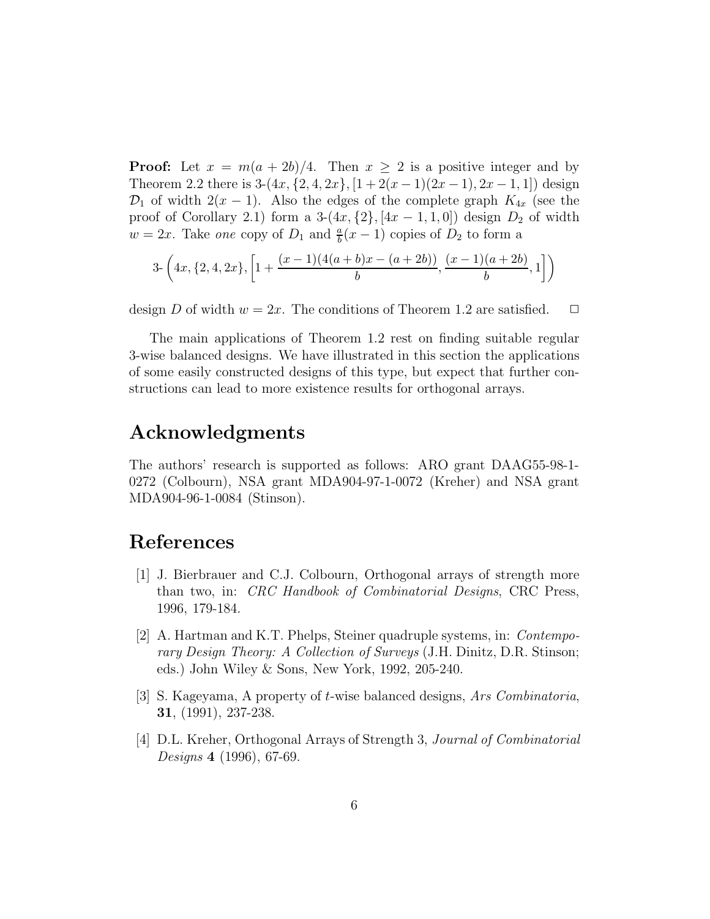**Proof:** Let $x = m(a + 2b)/4$. Then $x \geq 2$ is a positive integer and by Theorem 2.2 there is 3-$(4x, \{2, 4, 2x\}, [1 + 2(x-1)(2x-1), 2x-1, 1])$ design $\mathcal{D}_1$ of width $2(x-1)$. Also the edges of the complete graph $K_{4x}$ (see the proof of Corollary 2.1) form a 3-$(4x, \{2\}, [4x-1, 1, 0])$ design $D_2$ of width $w = 2x$. Take *one* copy of $D_1$ and $\frac{a}{b}(x-1)$ copies of $D_2$ to form a

$$3\text{-}\left(4x, \{2, 4, 2x\}, \left[1 + \frac{(x-1)(4(a+b)x - (a+2b))}{b}, \frac{(x-1)(a+2b)}{b}, 1\right]\right)$$

design $D$ of width $w = 2x$. The conditions of Theorem 1.2 are satisfied. $\square$

The main applications of Theorem 1.2 rest on finding suitable regular 3-wise balanced designs. We have illustrated in this section the applications of some easily constructed designs of this type, but expect that further constructions can lead to more existence results for orthogonal arrays.

## Acknowledgments

The authors' research is supported as follows: ARO grant DAAG55-98-1-0272 (Colbourn), NSA grant MDA904-97-1-0072 (Kreher) and NSA grant MDA904-96-1-0084 (Stinson).

## References

[1] J. Bierbrauer and C.J. Colbourn, Orthogonal arrays of strength more than two, in: *CRC Handbook of Combinatorial Designs*, CRC Press, 1996, 179-184.

[2] A. Hartman and K.T. Phelps, Steiner quadruple systems, in: *Contemporary Design Theory: A Collection of Surveys* (J.H. Dinitz, D.R. Stinson; eds.) John Wiley & Sons, New York, 1992, 205-240.

[3] S. Kageyama, A property of $t$-wise balanced designs, *Ars Combinatoria*, **31**, (1991), 237-238.

[4] D.L. Kreher, Orthogonal Arrays of Strength 3, *Journal of Combinatorial Designs* **4** (1996), 67-69.